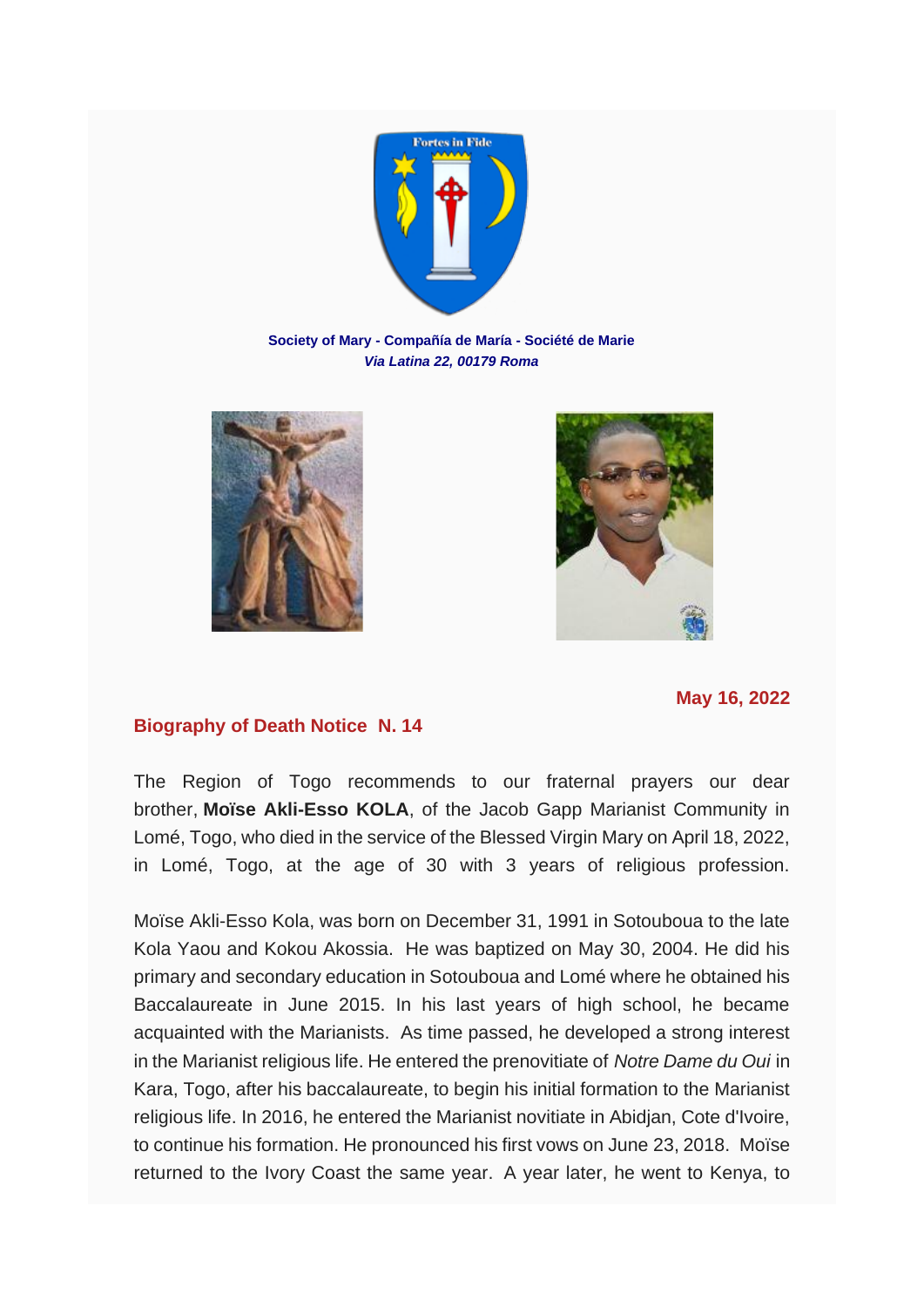Fortes in Fide

**Society of Mary - Compañía de María - Société de Marie**
***Via Latina 22, 00179 Roma***

**May 16, 2022**

## Biography of Death Notice N. 14

The Region of Togo recommends to our fraternal prayers our dear brother, **Moïse Akli-Esso KOLA**, of the Jacob Gapp Marianist Community in Lomé, Togo, who died in the service of the Blessed Virgin Mary on April 18, 2022, in Lomé, Togo, at the age of 30 with 3 years of religious profession.

Moïse Akli-Esso Kola, was born on December 31, 1991 in Sotouboua to the late Kola Yaou and Kokou Akossia. He was baptized on May 30, 2004. He did his primary and secondary education in Sotouboua and Lomé where he obtained his Baccalaureate in June 2015. In his last years of high school, he became acquainted with the Marianists. As time passed, he developed a strong interest in the Marianist religious life. He entered the prenovitiate of *Notre Dame du Oui* in Kara, Togo, after his baccalaureate, to begin his initial formation to the Marianist religious life. In 2016, he entered the Marianist novitiate in Abidjan, Cote d'Ivoire, to continue his formation. He pronounced his first vows on June 23, 2018. Moïse returned to the Ivory Coast the same year. A year later, he went to Kenya, to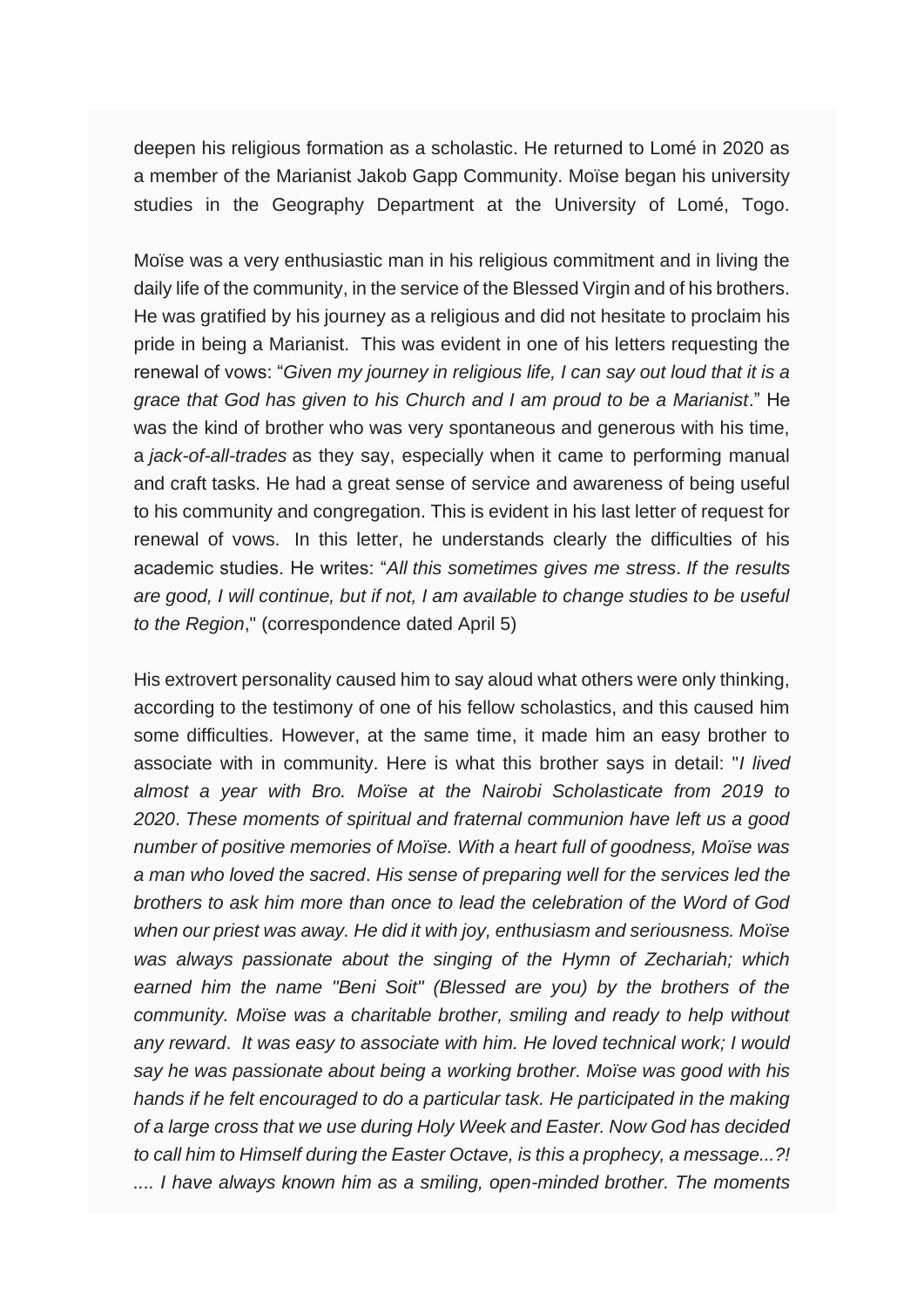deepen his religious formation as a scholastic. He returned to Lomé in 2020 as a member of the Marianist Jakob Gapp Community. Moïse began his university studies in the Geography Department at the University of Lomé, Togo.

Moïse was a very enthusiastic man in his religious commitment and in living the daily life of the community, in the service of the Blessed Virgin and of his brothers. He was gratified by his journey as a religious and did not hesitate to proclaim his pride in being a Marianist. This was evident in one of his letters requesting the renewal of vows: "*Given my journey in religious life, I can say out loud that it is a grace that God has given to his Church and I am proud to be a Marianist*." He was the kind of brother who was very spontaneous and generous with his time, a *jack-of-all-trades* as they say, especially when it came to performing manual and craft tasks. He had a great sense of service and awareness of being useful to his community and congregation. This is evident in his last letter of request for renewal of vows. In this letter, he understands clearly the difficulties of his academic studies. He writes: "*All this sometimes gives me stress*. *If the results are good, I will continue, but if not, I am available to change studies to be useful to the Region*," (correspondence dated April 5)

His extrovert personality caused him to say aloud what others were only thinking, according to the testimony of one of his fellow scholastics, and this caused him some difficulties. However, at the same time, it made him an easy brother to associate with in community. Here is what this brother says in detail: "*I lived almost a year with Bro. Moïse at the Nairobi Scholasticate from 2019 to 2020*. *These moments of spiritual and fraternal communion have left us a good number of positive memories of Moïse. With a heart full of goodness, Moïse was a man who loved the sacred*. *His sense of preparing well for the services led the brothers to ask him more than once to lead the celebration of the Word of God when our priest was away. He did it with joy, enthusiasm and seriousness. Moïse was always passionate about the singing of the Hymn of Zechariah; which earned him the name "Beni Soit" (Blessed are you) by the brothers of the community. Moïse was a charitable brother, smiling and ready to help without any reward*. *It was easy to associate with him. He loved technical work; I would say he was passionate about being a working brother. Moïse was good with his hands if he felt encouraged to do a particular task. He participated in the making of a large cross that we use during Holy Week and Easter. Now God has decided to call him to Himself during the Easter Octave, is this a prophecy, a message...?! .... I have always known him as a smiling, open-minded brother. The moments*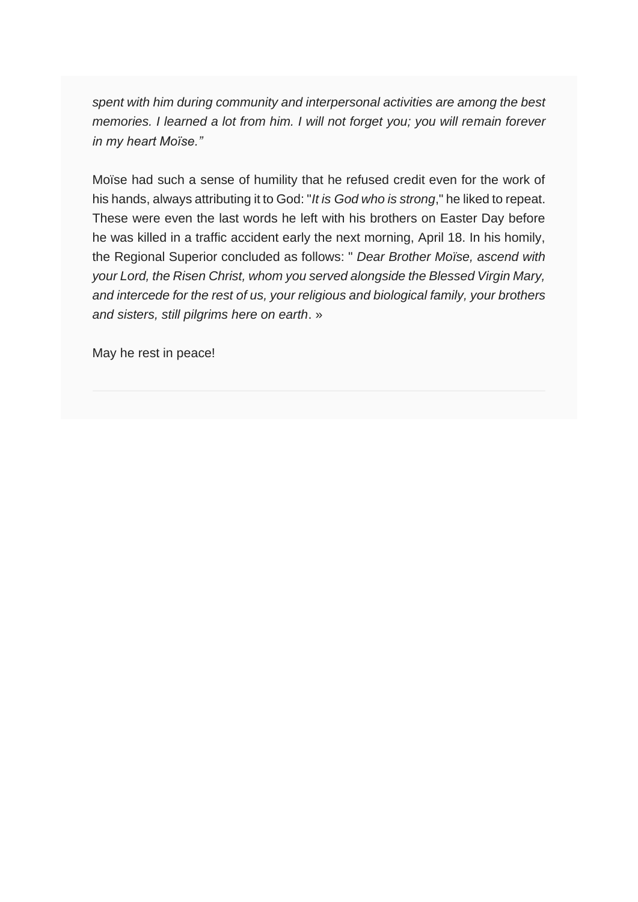*spent with him during community and interpersonal activities are among the best memories. I learned a lot from him. I will not forget you; you will remain forever in my heart Moïse."*

Moïse had such a sense of humility that he refused credit even for the work of his hands, always attributing it to God: "*It is God who is strong*," he liked to repeat. These were even the last words he left with his brothers on Easter Day before he was killed in a traffic accident early the next morning, April 18. In his homily, the Regional Superior concluded as follows: " *Dear Brother Moïse, ascend with your Lord, the Risen Christ, whom you served alongside the Blessed Virgin Mary, and intercede for the rest of us, your religious and biological family, your brothers and sisters, still pilgrims here on earth*. »

May he rest in peace!